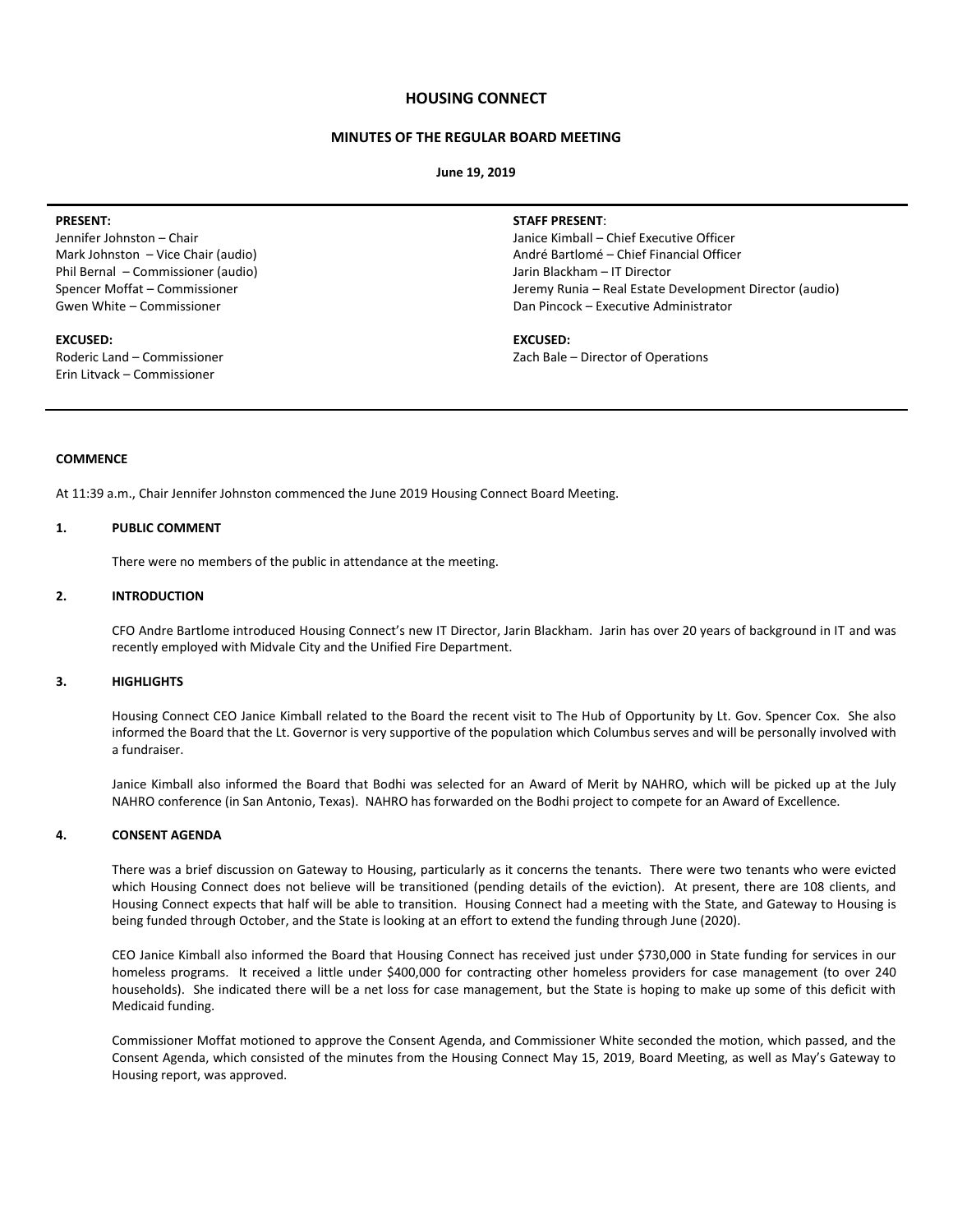# HOUSING CONNECT

## MINUTES OF THE REGULAR BOARD MEETING

**June 19, 2019**

**PRESENT:**
Jennifer Johnston – Chair
Mark Johnston – Vice Chair (audio)
Phil Bernal – Commissioner (audio)
Spencer Moffat – Commissioner
Gwen White – Commissioner

**EXCUSED:**
Roderic Land – Commissioner
Erin Litvack – Commissioner

**STAFF PRESENT**:
Janice Kimball – Chief Executive Officer
André Bartlomé – Chief Financial Officer
Jarin Blackham – IT Director
Jeremy Runia – Real Estate Development Director (audio)
Dan Pincock – Executive Administrator

**EXCUSED:**
Zach Bale – Director of Operations

**COMMENCE**

At 11:39 a.m., Chair Jennifer Johnston commenced the June 2019 Housing Connect Board Meeting.

**1. PUBLIC COMMENT**

There were no members of the public in attendance at the meeting.

**2. INTRODUCTION**

CFO Andre Bartlome introduced Housing Connect's new IT Director, Jarin Blackham. Jarin has over 20 years of background in IT and was recently employed with Midvale City and the Unified Fire Department.

**3. HIGHLIGHTS**

Housing Connect CEO Janice Kimball related to the Board the recent visit to The Hub of Opportunity by Lt. Gov. Spencer Cox. She also informed the Board that the Lt. Governor is very supportive of the population which Columbus serves and will be personally involved with a fundraiser.

Janice Kimball also informed the Board that Bodhi was selected for an Award of Merit by NAHRO, which will be picked up at the July NAHRO conference (in San Antonio, Texas). NAHRO has forwarded on the Bodhi project to compete for an Award of Excellence.

**4. CONSENT AGENDA**

There was a brief discussion on Gateway to Housing, particularly as it concerns the tenants. There were two tenants who were evicted which Housing Connect does not believe will be transitioned (pending details of the eviction). At present, there are 108 clients, and Housing Connect expects that half will be able to transition. Housing Connect had a meeting with the State, and Gateway to Housing is being funded through October, and the State is looking at an effort to extend the funding through June (2020).

CEO Janice Kimball also informed the Board that Housing Connect has received just under $730,000 in State funding for services in our homeless programs. It received a little under $400,000 for contracting other homeless providers for case management (to over 240 households). She indicated there will be a net loss for case management, but the State is hoping to make up some of this deficit with Medicaid funding.

Commissioner Moffat motioned to approve the Consent Agenda, and Commissioner White seconded the motion, which passed, and the Consent Agenda, which consisted of the minutes from the Housing Connect May 15, 2019, Board Meeting, as well as May's Gateway to Housing report, was approved.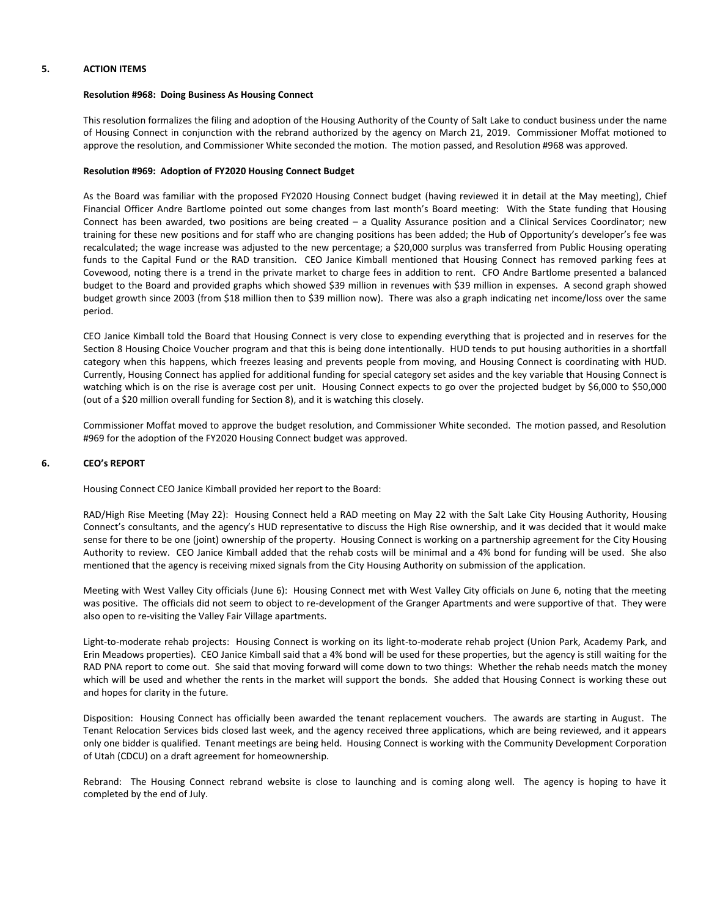## 5. ACTION ITEMS

**Resolution #968: Doing Business As Housing Connect**

This resolution formalizes the filing and adoption of the Housing Authority of the County of Salt Lake to conduct business under the name of Housing Connect in conjunction with the rebrand authorized by the agency on March 21, 2019. Commissioner Moffat motioned to approve the resolution, and Commissioner White seconded the motion. The motion passed, and Resolution #968 was approved.

**Resolution #969: Adoption of FY2020 Housing Connect Budget**

As the Board was familiar with the proposed FY2020 Housing Connect budget (having reviewed it in detail at the May meeting), Chief Financial Officer Andre Bartlome pointed out some changes from last month's Board meeting: With the State funding that Housing Connect has been awarded, two positions are being created – a Quality Assurance position and a Clinical Services Coordinator; new training for these new positions and for staff who are changing positions has been added; the Hub of Opportunity's developer's fee was recalculated; the wage increase was adjusted to the new percentage; a $20,000 surplus was transferred from Public Housing operating funds to the Capital Fund or the RAD transition. CEO Janice Kimball mentioned that Housing Connect has removed parking fees at Covewood, noting there is a trend in the private market to charge fees in addition to rent. CFO Andre Bartlome presented a balanced budget to the Board and provided graphs which showed $39 million in revenues with $39 million in expenses. A second graph showed budget growth since 2003 (from $18 million then to $39 million now). There was also a graph indicating net income/loss over the same period.

CEO Janice Kimball told the Board that Housing Connect is very close to expending everything that is projected and in reserves for the Section 8 Housing Choice Voucher program and that this is being done intentionally. HUD tends to put housing authorities in a shortfall category when this happens, which freezes leasing and prevents people from moving, and Housing Connect is coordinating with HUD. Currently, Housing Connect has applied for additional funding for special category set asides and the key variable that Housing Connect is watching which is on the rise is average cost per unit. Housing Connect expects to go over the projected budget by $6,000 to $50,000 (out of a $20 million overall funding for Section 8), and it is watching this closely.

Commissioner Moffat moved to approve the budget resolution, and Commissioner White seconded. The motion passed, and Resolution #969 for the adoption of the FY2020 Housing Connect budget was approved.

## 6. CEO's REPORT

Housing Connect CEO Janice Kimball provided her report to the Board:

RAD/High Rise Meeting (May 22): Housing Connect held a RAD meeting on May 22 with the Salt Lake City Housing Authority, Housing Connect's consultants, and the agency's HUD representative to discuss the High Rise ownership, and it was decided that it would make sense for there to be one (joint) ownership of the property. Housing Connect is working on a partnership agreement for the City Housing Authority to review. CEO Janice Kimball added that the rehab costs will be minimal and a 4% bond for funding will be used. She also mentioned that the agency is receiving mixed signals from the City Housing Authority on submission of the application.

Meeting with West Valley City officials (June 6): Housing Connect met with West Valley City officials on June 6, noting that the meeting was positive. The officials did not seem to object to re-development of the Granger Apartments and were supportive of that. They were also open to re-visiting the Valley Fair Village apartments.

Light-to-moderate rehab projects: Housing Connect is working on its light-to-moderate rehab project (Union Park, Academy Park, and Erin Meadows properties). CEO Janice Kimball said that a 4% bond will be used for these properties, but the agency is still waiting for the RAD PNA report to come out. She said that moving forward will come down to two things: Whether the rehab needs match the money which will be used and whether the rents in the market will support the bonds. She added that Housing Connect is working these out and hopes for clarity in the future.

Disposition: Housing Connect has officially been awarded the tenant replacement vouchers. The awards are starting in August. The Tenant Relocation Services bids closed last week, and the agency received three applications, which are being reviewed, and it appears only one bidder is qualified. Tenant meetings are being held. Housing Connect is working with the Community Development Corporation of Utah (CDCU) on a draft agreement for homeownership.

Rebrand: The Housing Connect rebrand website is close to launching and is coming along well. The agency is hoping to have it completed by the end of July.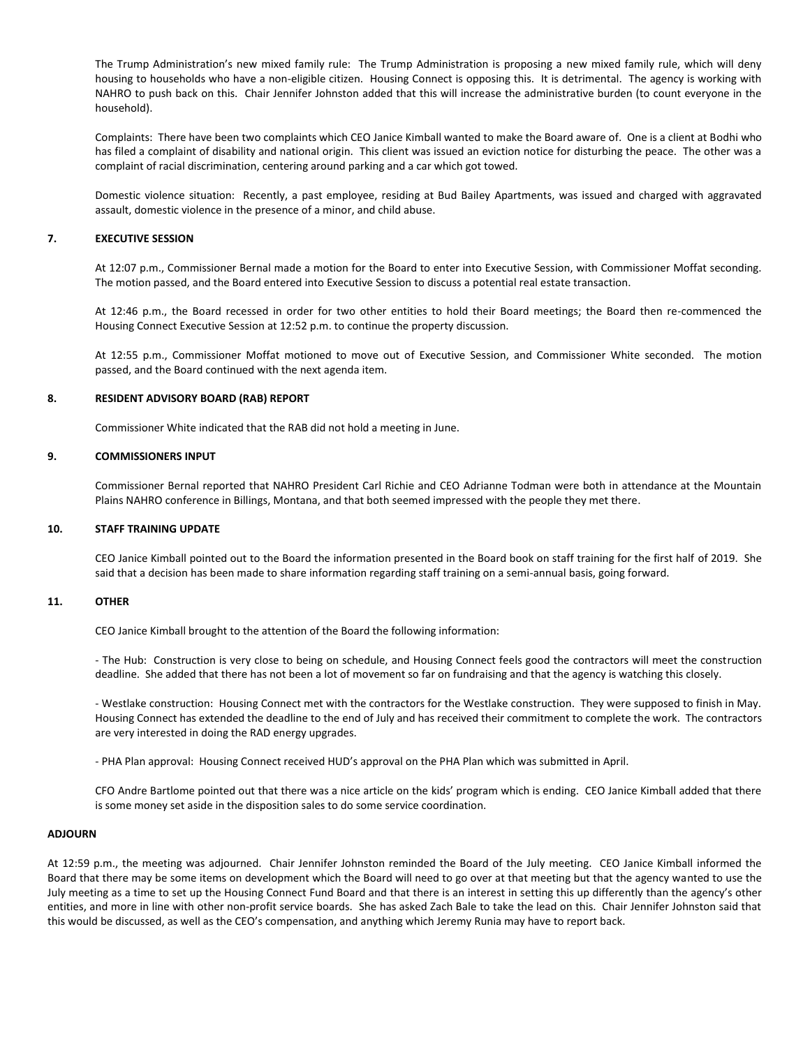The Trump Administration's new mixed family rule: The Trump Administration is proposing a new mixed family rule, which will deny housing to households who have a non-eligible citizen. Housing Connect is opposing this. It is detrimental. The agency is working with NAHRO to push back on this. Chair Jennifer Johnston added that this will increase the administrative burden (to count everyone in the household).

Complaints: There have been two complaints which CEO Janice Kimball wanted to make the Board aware of. One is a client at Bodhi who has filed a complaint of disability and national origin. This client was issued an eviction notice for disturbing the peace. The other was a complaint of racial discrimination, centering around parking and a car which got towed.

Domestic violence situation: Recently, a past employee, residing at Bud Bailey Apartments, was issued and charged with aggravated assault, domestic violence in the presence of a minor, and child abuse.

## 7. EXECUTIVE SESSION

At 12:07 p.m., Commissioner Bernal made a motion for the Board to enter into Executive Session, with Commissioner Moffat seconding. The motion passed, and the Board entered into Executive Session to discuss a potential real estate transaction.

At 12:46 p.m., the Board recessed in order for two other entities to hold their Board meetings; the Board then re-commenced the Housing Connect Executive Session at 12:52 p.m. to continue the property discussion.

At 12:55 p.m., Commissioner Moffat motioned to move out of Executive Session, and Commissioner White seconded. The motion passed, and the Board continued with the next agenda item.

## 8. RESIDENT ADVISORY BOARD (RAB) REPORT

Commissioner White indicated that the RAB did not hold a meeting in June.

## 9. COMMISSIONERS INPUT

Commissioner Bernal reported that NAHRO President Carl Richie and CEO Adrianne Todman were both in attendance at the Mountain Plains NAHRO conference in Billings, Montana, and that both seemed impressed with the people they met there.

## 10. STAFF TRAINING UPDATE

CEO Janice Kimball pointed out to the Board the information presented in the Board book on staff training for the first half of 2019. She said that a decision has been made to share information regarding staff training on a semi-annual basis, going forward.

## 11. OTHER

CEO Janice Kimball brought to the attention of the Board the following information:

- The Hub: Construction is very close to being on schedule, and Housing Connect feels good the contractors will meet the construction deadline. She added that there has not been a lot of movement so far on fundraising and that the agency is watching this closely.

- Westlake construction: Housing Connect met with the contractors for the Westlake construction. They were supposed to finish in May. Housing Connect has extended the deadline to the end of July and has received their commitment to complete the work. The contractors are very interested in doing the RAD energy upgrades.

- PHA Plan approval: Housing Connect received HUD's approval on the PHA Plan which was submitted in April.

CFO Andre Bartlome pointed out that there was a nice article on the kids' program which is ending. CEO Janice Kimball added that there is some money set aside in the disposition sales to do some service coordination.

## ADJOURN

At 12:59 p.m., the meeting was adjourned. Chair Jennifer Johnston reminded the Board of the July meeting. CEO Janice Kimball informed the Board that there may be some items on development which the Board will need to go over at that meeting but that the agency wanted to use the July meeting as a time to set up the Housing Connect Fund Board and that there is an interest in setting this up differently than the agency's other entities, and more in line with other non-profit service boards. She has asked Zach Bale to take the lead on this. Chair Jennifer Johnston said that this would be discussed, as well as the CEO's compensation, and anything which Jeremy Runia may have to report back.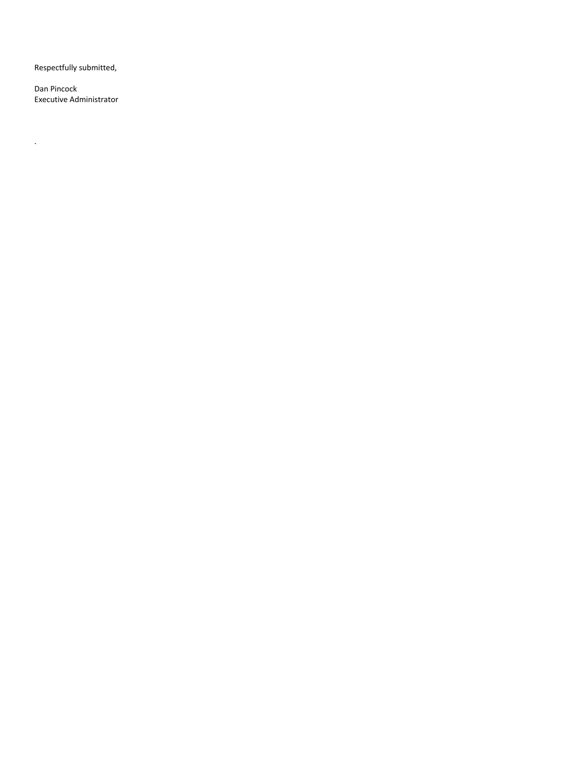Respectfully submitted,

Dan Pincock
Executive Administrator

.